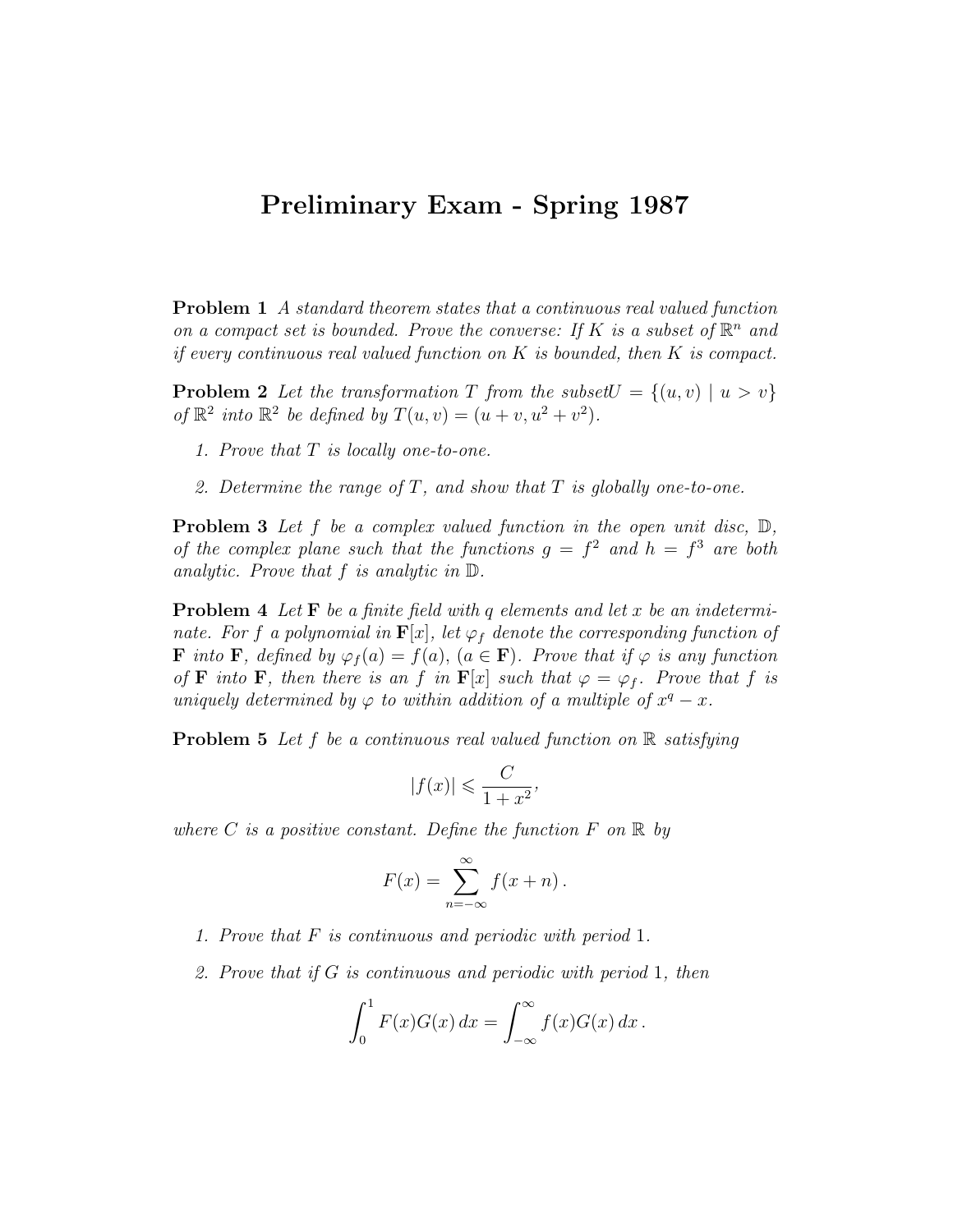# Preliminary Exam - Spring 1987

**Problem 1** *A standard theorem states that a continuous real valued function on a compact set is bounded. Prove the converse: If $K$ is a subset of $\mathbb{R}^n$ and if every continuous real valued function on $K$ is bounded, then $K$ is compact.*

**Problem 2** *Let the transformation $T$ from the subset $U = \{(u, v) \mid u > v\}$ of $\mathbb{R}^2$ into $\mathbb{R}^2$ be defined by $T(u, v) = (u + v, u^2 + v^2)$.*

1. *Prove that $T$ is locally one-to-one.*
2. *Determine the range of $T$, and show that $T$ is globally one-to-one.*

**Problem 3** *Let $f$ be a complex valued function in the open unit disc, $\mathbb{D}$, of the complex plane such that the functions $g = f^2$ and $h = f^3$ are both analytic. Prove that $f$ is analytic in $\mathbb{D}$.*

**Problem 4** *Let $\mathbf{F}$ be a finite field with $q$ elements and let $x$ be an indeterminate. For $f$ a polynomial in $\mathbf{F}[x]$, let $\varphi_f$ denote the corresponding function of $\mathbf{F}$ into $\mathbf{F}$, defined by $\varphi_f(a) = f(a)$, $(a \in \mathbf{F})$. Prove that if $\varphi$ is any function of $\mathbf{F}$ into $\mathbf{F}$, then there is an $f$ in $\mathbf{F}[x]$ such that $\varphi = \varphi_f$. Prove that $f$ is uniquely determined by $\varphi$ to within addition of a multiple of $x^q - x$.*

**Problem 5** *Let $f$ be a continuous real valued function on $\mathbb{R}$ satisfying*

$$|f(x)| \leqslant \frac{C}{1 + x^2},$$

*where $C$ is a positive constant. Define the function $F$ on $\mathbb{R}$ by*

$$F(x) = \sum_{n=-\infty}^{\infty} f(x + n).$$

1. *Prove that $F$ is continuous and periodic with period 1.*
2. *Prove that if $G$ is continuous and periodic with period 1, then*

$$\int_0^1 F(x)G(x)\,dx = \int_{-\infty}^{\infty} f(x)G(x)\,dx.$$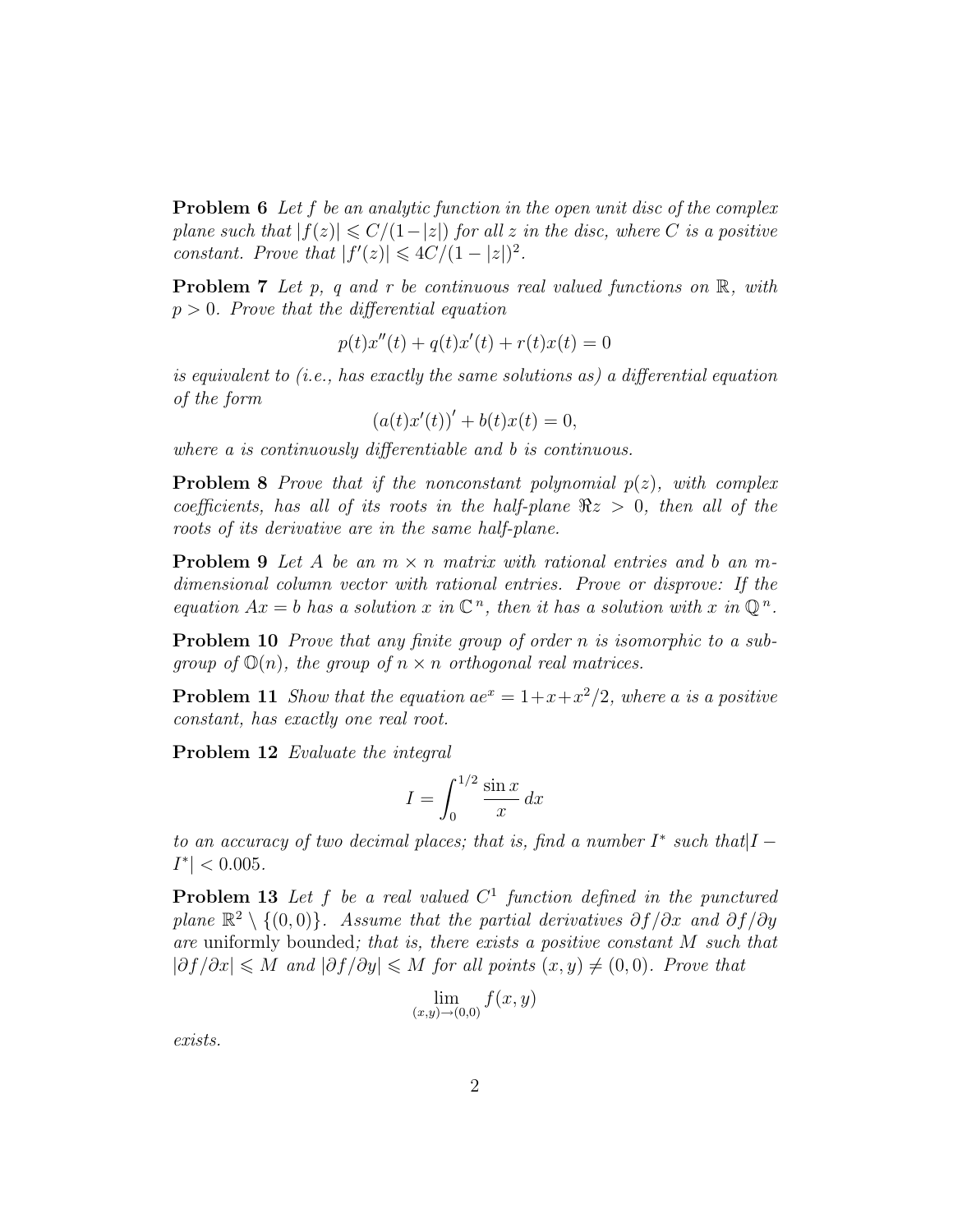**Problem 6** *Let $f$ be an analytic function in the open unit disc of the complex plane such that $|f(z)| \leqslant C/(1-|z|)$ for all $z$ in the disc, where $C$ is a positive constant. Prove that $|f'(z)| \leqslant 4C/(1-|z|)^2$.*

**Problem 7** *Let $p$, $q$ and $r$ be continuous real valued functions on $\mathbb{R}$, with $p > 0$. Prove that the differential equation*

$$p(t)x''(t) + q(t)x'(t) + r(t)x(t) = 0$$

*is equivalent to (i.e., has exactly the same solutions as) a differential equation of the form*

$$\left(a(t)x'(t)\right)' + b(t)x(t) = 0,$$

*where $a$ is continuously differentiable and $b$ is continuous.*

**Problem 8** *Prove that if the nonconstant polynomial $p(z)$, with complex coefficients, has all of its roots in the half-plane $\Re z > 0$, then all of the roots of its derivative are in the same half-plane.*

**Problem 9** *Let $A$ be an $m \times n$ matrix with rational entries and $b$ an $m$-dimensional column vector with rational entries. Prove or disprove: If the equation $Ax = b$ has a solution $x$ in $\mathbb{C}^n$, then it has a solution with $x$ in $\mathbb{Q}^n$.*

**Problem 10** *Prove that any finite group of order $n$ is isomorphic to a subgroup of $\mathbb{O}(n)$, the group of $n \times n$ orthogonal real matrices.*

**Problem 11** *Show that the equation $ae^x = 1 + x + x^2/2$, where $a$ is a positive constant, has exactly one real root.*

**Problem 12** *Evaluate the integral*

$$I = \int_0^{1/2} \frac{\sin x}{x}\, dx$$

*to an accuracy of two decimal places; that is, find a number $I^*$ such that $|I - I^*| < 0.005$.*

**Problem 13** *Let $f$ be a real valued $C^1$ function defined in the punctured plane $\mathbb{R}^2 \setminus \{(0,0)\}$. Assume that the partial derivatives $\partial f/\partial x$ and $\partial f/\partial y$ are* uniformly bounded*; that is, there exists a positive constant $M$ such that $|\partial f/\partial x| \leqslant M$ and $|\partial f/\partial y| \leqslant M$ for all points $(x, y) \neq (0, 0)$. Prove that*

$$\lim_{(x,y)\to(0,0)} f(x, y)$$

*exists.*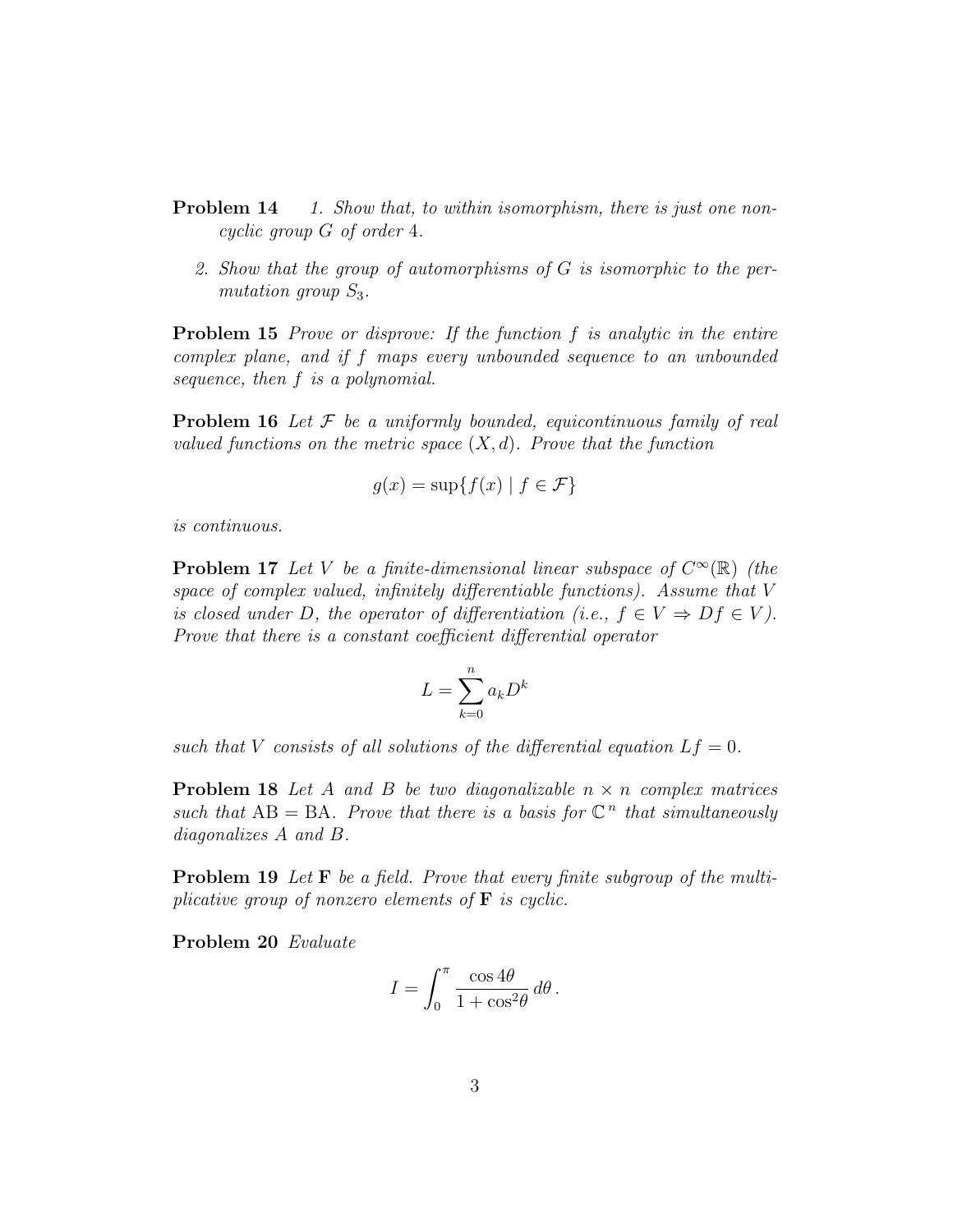**Problem 14**

1. *Show that, to within isomorphism, there is just one non-cyclic group $G$ of order 4.*
2. *Show that the group of automorphisms of $G$ is isomorphic to the permutation group $S_3$.*

**Problem 15** *Prove or disprove: If the function $f$ is analytic in the entire complex plane, and if $f$ maps every unbounded sequence to an unbounded sequence, then $f$ is a polynomial.*

**Problem 16** *Let $\mathcal{F}$ be a uniformly bounded, equicontinuous family of real valued functions on the metric space $(X, d)$. Prove that the function*

$$g(x) = \sup\{f(x) \mid f \in \mathcal{F}\}$$

*is continuous.*

**Problem 17** *Let $V$ be a finite-dimensional linear subspace of $C^\infty(\mathbb{R})$ (the space of complex valued, infinitely differentiable functions). Assume that $V$ is closed under $D$, the operator of differentiation (i.e., $f \in V \Rightarrow Df \in V$). Prove that there is a constant coefficient differential operator*

$$L = \sum_{k=0}^{n} a_k D^k$$

*such that $V$ consists of all solutions of the differential equation $Lf = 0$.*

**Problem 18** *Let $A$ and $B$ be two diagonalizable $n \times n$ complex matrices such that* $\mathrm{AB} = \mathrm{BA}$. *Prove that there is a basis for $\mathbb{C}^n$ that simultaneously diagonalizes $A$ and $B$.*

**Problem 19** *Let $\mathbf{F}$ be a field. Prove that every finite subgroup of the multiplicative group of nonzero elements of $\mathbf{F}$ is cyclic.*

**Problem 20** *Evaluate*

$$I = \int_0^\pi \frac{\cos 4\theta}{1 + \cos^2\theta} \, d\theta \, .$$